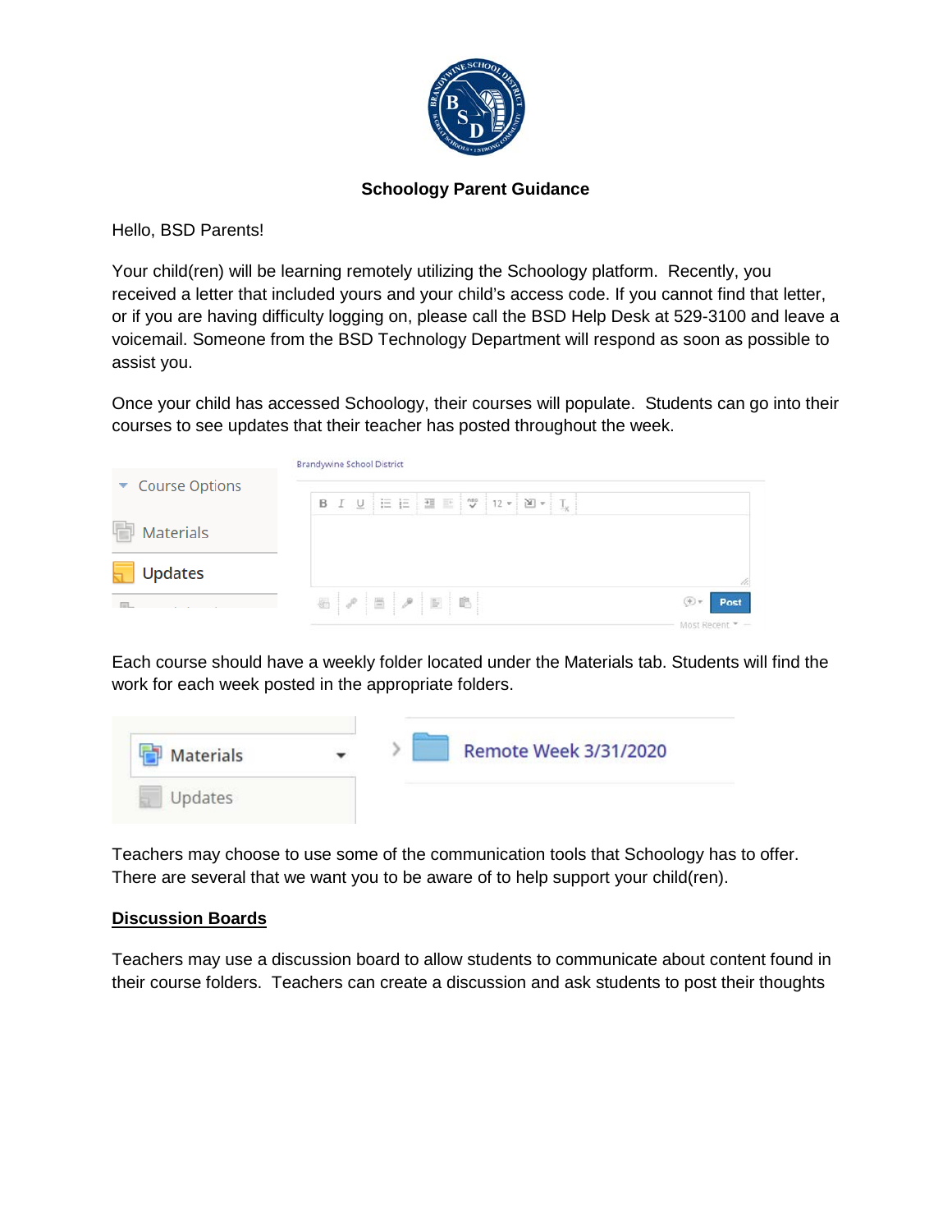**Schoology Parent Guidance**

Hello, BSD Parents!

Your child(ren) will be learning remotely utilizing the Schoology platform. Recently, you received a letter that included yours and your child's access code. If you cannot find that letter, or if you are having difficulty logging on, please call the BSD Help Desk at 529-3100 and leave a voicemail. Someone from the BSD Technology Department will respond as soon as possible to assist you.

Once your child has accessed Schoology, their courses will populate. Students can go into their courses to see updates that their teacher has posted throughout the week.

Each course should have a weekly folder located under the Materials tab. Students will find the work for each week posted in the appropriate folders.

Teachers may choose to use some of the communication tools that Schoology has to offer. There are several that we want you to be aware of to help support your child(ren).

## Discussion Boards

Teachers may use a discussion board to allow students to communicate about content found in their course folders. Teachers can create a discussion and ask students to post their thoughts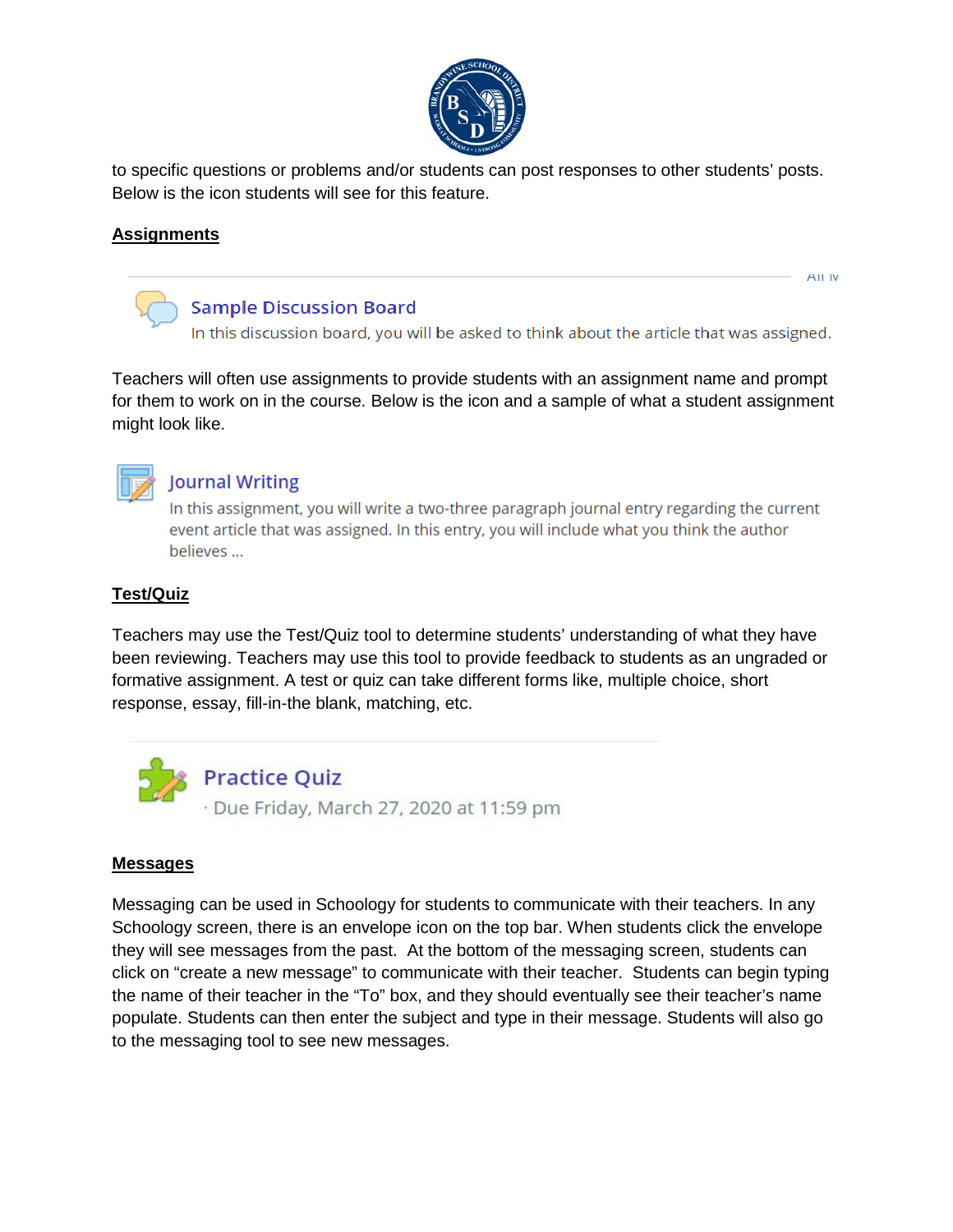to specific questions or problems and/or students can post responses to other students' posts. Below is the icon students will see for this feature.

## Assignments

Sample Discussion Board

In this discussion board, you will be asked to think about the article that was assigned.

Teachers will often use assignments to provide students with an assignment name and prompt for them to work on in the course. Below is the icon and a sample of what a student assignment might look like.

Journal Writing

In this assignment, you will write a two-three paragraph journal entry regarding the current event article that was assigned. In this entry, you will include what you think the author believes ...

## Test/Quiz

Teachers may use the Test/Quiz tool to determine students' understanding of what they have been reviewing. Teachers may use this tool to provide feedback to students as an ungraded or formative assignment. A test or quiz can take different forms like, multiple choice, short response, essay, fill-in-the blank, matching, etc.

Practice Quiz

· Due Friday, March 27, 2020 at 11:59 pm

## Messages

Messaging can be used in Schoology for students to communicate with their teachers. In any Schoology screen, there is an envelope icon on the top bar. When students click the envelope they will see messages from the past. At the bottom of the messaging screen, students can click on "create a new message" to communicate with their teacher. Students can begin typing the name of their teacher in the "To" box, and they should eventually see their teacher's name populate. Students can then enter the subject and type in their message. Students will also go to the messaging tool to see new messages.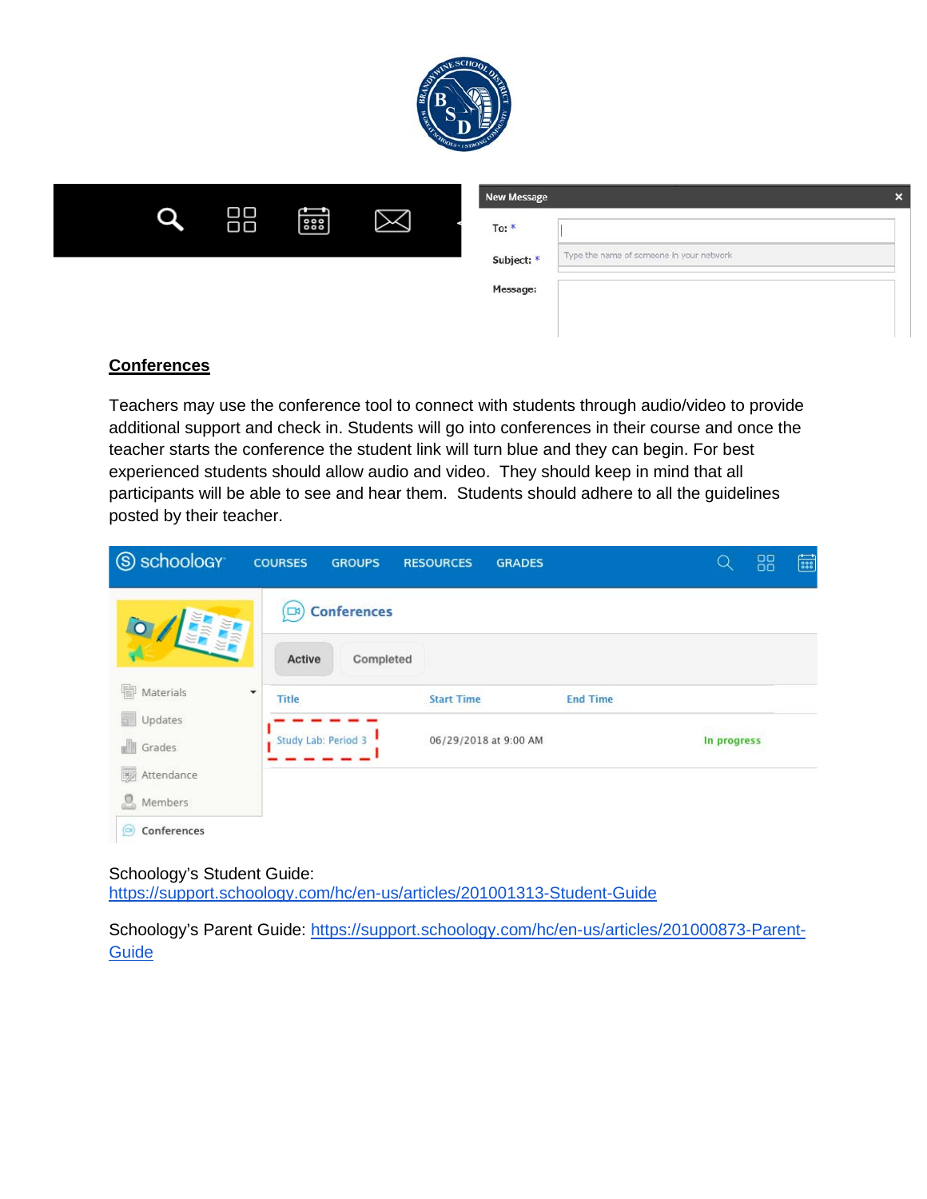## Conferences

Teachers may use the conference tool to connect with students through audio/video to provide additional support and check in. Students will go into conferences in their course and once the teacher starts the conference the student link will turn blue and they can begin. For best experienced students should allow audio and video. They should keep in mind that all participants will be able to see and hear them. Students should adhere to all the guidelines posted by their teacher.

Schoology's Student Guide:
https://support.schoology.com/hc/en-us/articles/201001313-Student-Guide

Schoology's Parent Guide: https://support.schoology.com/hc/en-us/articles/201000873-Parent-Guide